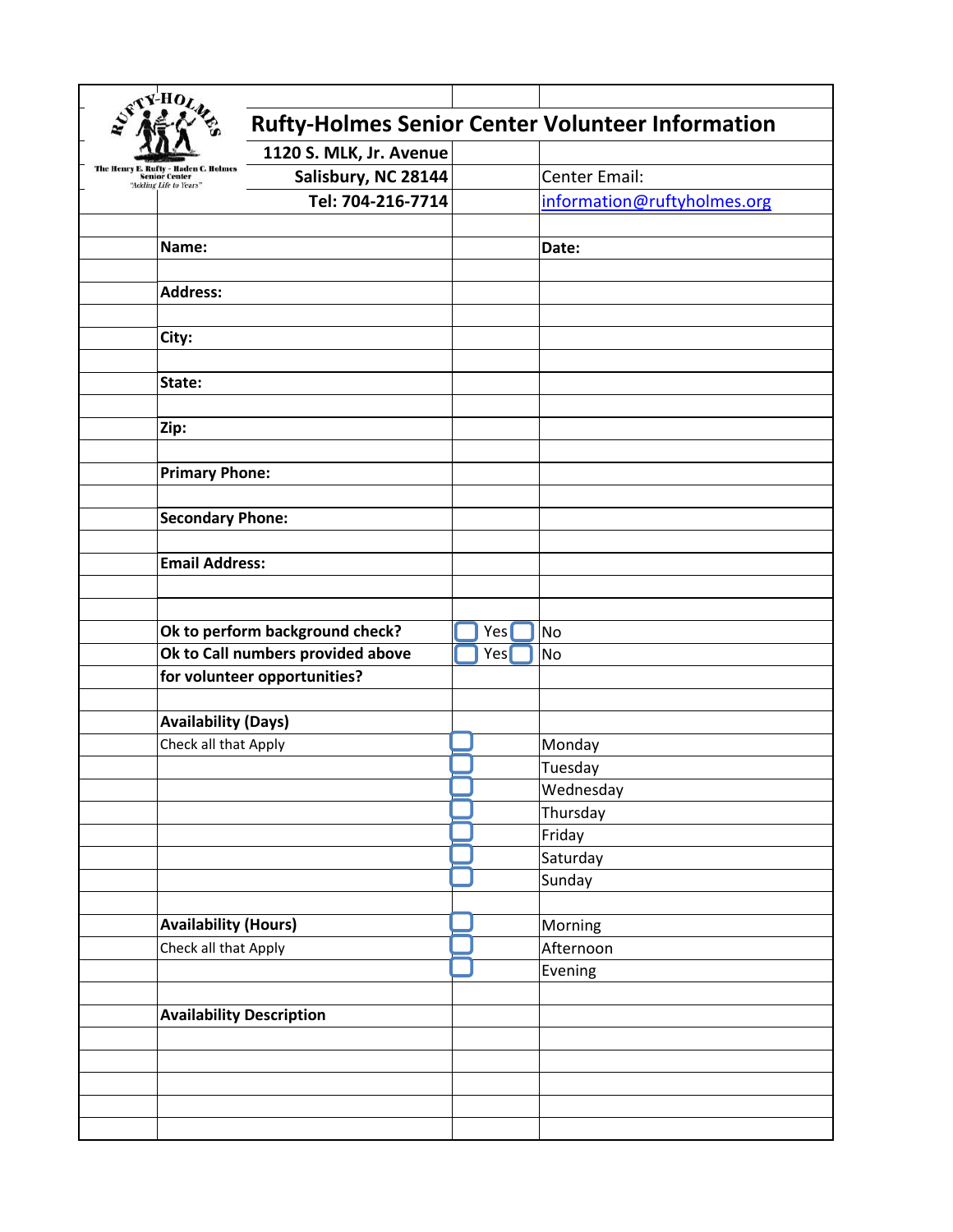RUFTY-HOLMES

The Henry E. Rufty - Haden C. Holmes Senior Center
"Adding Life to Years"

# Rufty-Holmes Senior Center Volunteer Information

1120 S. MLK, Jr. Avenue
Salisbury, NC 28144
Tel: 704-216-7714

Center Email:
information@ruftyholmes.org

**Name:** &nbsp;&nbsp;&nbsp;&nbsp;&nbsp;&nbsp;&nbsp;&nbsp; **Date:**

**Address:**

**City:**

**State:**

**Zip:**

**Primary Phone:**

**Secondary Phone:**

**Email Address:**

| | | |
|---|---|---|
| **Ok to perform background check?** | ☐ Yes | ☐ No |
| **Ok to Call numbers provided above for volunteer opportunities?** | ☐ Yes | ☐ No |

**Availability (Days)**
Check all that Apply

- ☐ Monday
- ☐ Tuesday
- ☐ Wednesday
- ☐ Thursday
- ☐ Friday
- ☐ Saturday
- ☐ Sunday

**Availability (Hours)**
Check all that Apply

- ☐ Morning
- ☐ Afternoon
- ☐ Evening

**Availability Description**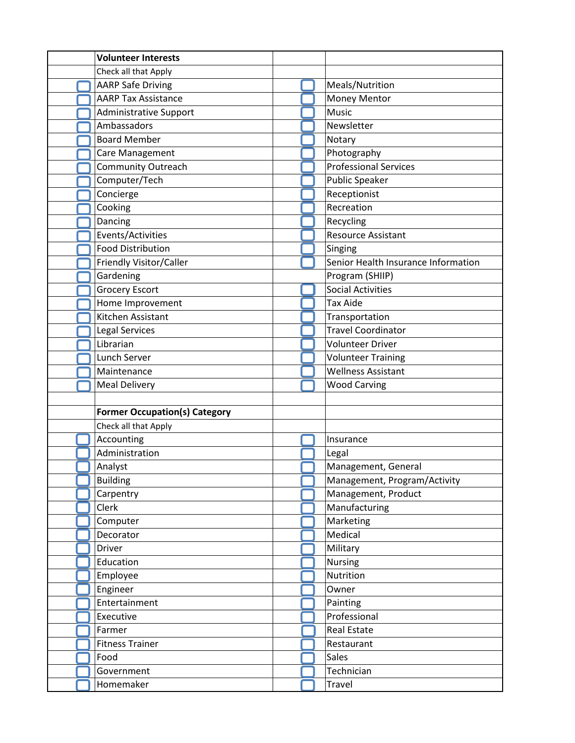| | Volunteer Interests | | |
|---|---|---|---|
| | Check all that Apply | | |
| ☐ | AARP Safe Driving | ☐ | Meals/Nutrition |
| ☐ | AARP Tax Assistance | ☐ | Money Mentor |
| ☐ | Administrative Support | ☐ | Music |
| ☐ | Ambassadors | ☐ | Newsletter |
| ☐ | Board Member | ☐ | Notary |
| ☐ | Care Management | ☐ | Photography |
| ☐ | Community Outreach | ☐ | Professional Services |
| ☐ | Computer/Tech | ☐ | Public Speaker |
| ☐ | Concierge | ☐ | Receptionist |
| ☐ | Cooking | ☐ | Recreation |
| ☐ | Dancing | ☐ | Recycling |
| ☐ | Events/Activities | ☐ | Resource Assistant |
| ☐ | Food Distribution | ☐ | Singing |
| ☐ | Friendly Visitor/Caller | ☐ | Senior Health Insurance Information |
| ☐ | Gardening | | Program (SHIIP) |
| ☐ | Grocery Escort | ☐ | Social Activities |
| ☐ | Home Improvement | ☐ | Tax Aide |
| ☐ | Kitchen Assistant | ☐ | Transportation |
| ☐ | Legal Services | ☐ | Travel Coordinator |
| ☐ | Librarian | ☐ | Volunteer Driver |
| ☐ | Lunch Server | ☐ | Volunteer Training |
| ☐ | Maintenance | ☐ | Wellness Assistant |
| ☐ | Meal Delivery | ☐ | Wood Carving |
| | | | |
| | **Former Occupation(s) Category** | | |
| | Check all that Apply | | |
| ☐ | Accounting | ☐ | Insurance |
| ☐ | Administration | ☐ | Legal |
| ☐ | Analyst | ☐ | Management, General |
| ☐ | Building | ☐ | Management, Program/Activity |
| ☐ | Carpentry | ☐ | Management, Product |
| ☐ | Clerk | ☐ | Manufacturing |
| ☐ | Computer | ☐ | Marketing |
| ☐ | Decorator | ☐ | Medical |
| ☐ | Driver | ☐ | Military |
| ☐ | Education | ☐ | Nursing |
| ☐ | Employee | ☐ | Nutrition |
| ☐ | Engineer | ☐ | Owner |
| ☐ | Entertainment | ☐ | Painting |
| ☐ | Executive | ☐ | Professional |
| ☐ | Farmer | ☐ | Real Estate |
| ☐ | Fitness Trainer | ☐ | Restaurant |
| ☐ | Food | ☐ | Sales |
| ☐ | Government | ☐ | Technician |
| ☐ | Homemaker | ☐ | Travel |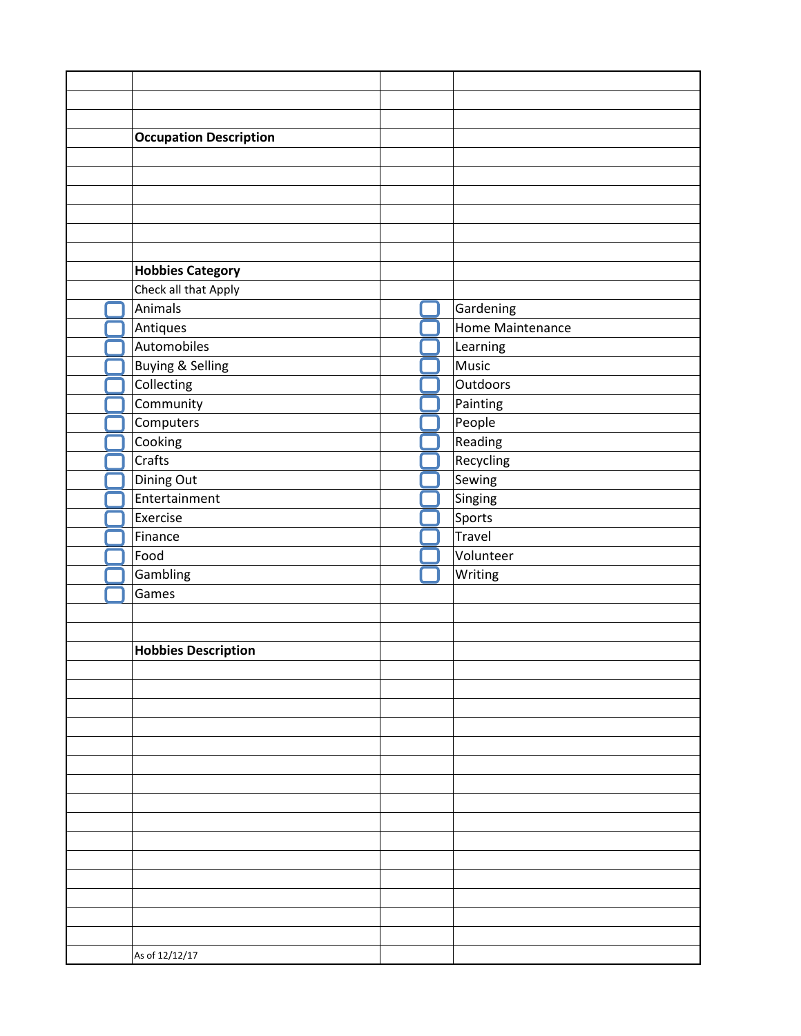**Occupation Description**

**Hobbies Category**

Check all that Apply

| | | | |
|---|---|---|---|
| ☐ | Animals | ☐ | Gardening |
| ☐ | Antiques | ☐ | Home Maintenance |
| ☐ | Automobiles | ☐ | Learning |
| ☐ | Buying & Selling | ☐ | Music |
| ☐ | Collecting | ☐ | Outdoors |
| ☐ | Community | ☐ | Painting |
| ☐ | Computers | ☐ | People |
| ☐ | Cooking | ☐ | Reading |
| ☐ | Crafts | ☐ | Recycling |
| ☐ | Dining Out | ☐ | Sewing |
| ☐ | Entertainment | ☐ | Singing |
| ☐ | Exercise | ☐ | Sports |
| ☐ | Finance | ☐ | Travel |
| ☐ | Food | ☐ | Volunteer |
| ☐ | Gambling | ☐ | Writing |
| ☐ | Games | | |

**Hobbies Description**

As of 12/12/17